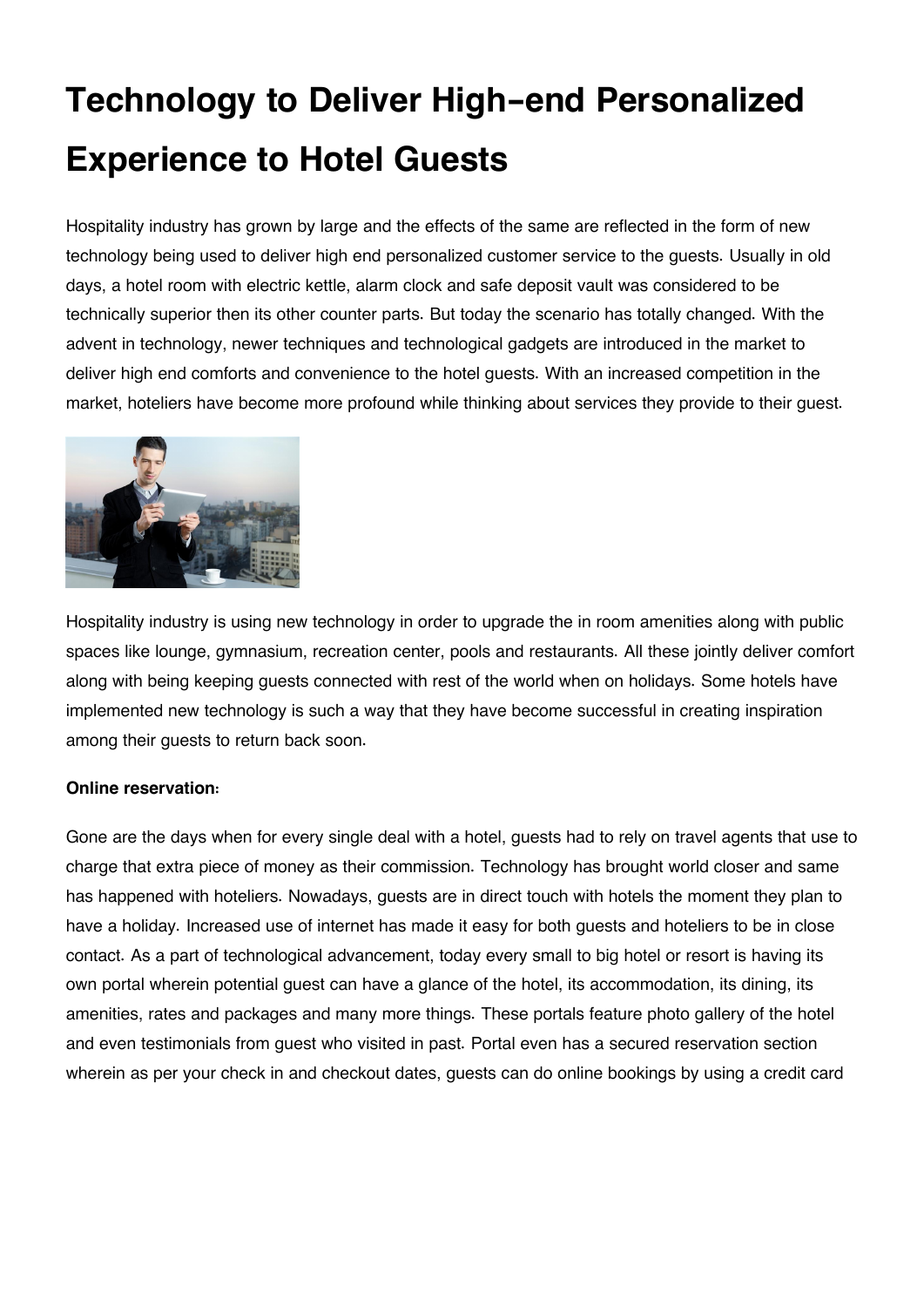# Technology to Deliver High-end Personalized Experience to Hotel Guests

Hospitality industry has grown by large and the effects of the same are reflected in the form of new technology being used to deliver high end personalized customer service to the guests. Usually in old days, a hotel room with electric kettle, alarm clock and safe deposit vault was considered to be technically superior then its other counter parts. But today the scenario has totally changed. With the advent in technology, newer techniques and technological gadgets are introduced in the market to deliver high end comforts and convenience to the hotel guests. With an increased competition in the market, hoteliers have become more profound while thinking about services they provide to their guest.

Hospitality industry is using new technology in order to upgrade the in room amenities along with public spaces like lounge, gymnasium, recreation center, pools and restaurants. All these jointly deliver comfort along with being keeping guests connected with rest of the world when on holidays. Some hotels have implemented new technology is such a way that they have become successful in creating inspiration among their guests to return back soon.

**Online reservation:**

Gone are the days when for every single deal with a hotel, guests had to rely on travel agents that use to charge that extra piece of money as their commission. Technology has brought world closer and same has happened with hoteliers. Nowadays, guests are in direct touch with hotels the moment they plan to have a holiday. Increased use of internet has made it easy for both guests and hoteliers to be in close contact. As a part of technological advancement, today every small to big hotel or resort is having its own portal wherein potential guest can have a glance of the hotel, its accommodation, its dining, its amenities, rates and packages and many more things. These portals feature photo gallery of the hotel and even testimonials from guest who visited in past. Portal even has a secured reservation section wherein as per your check in and checkout dates, guests can do online bookings by using a credit card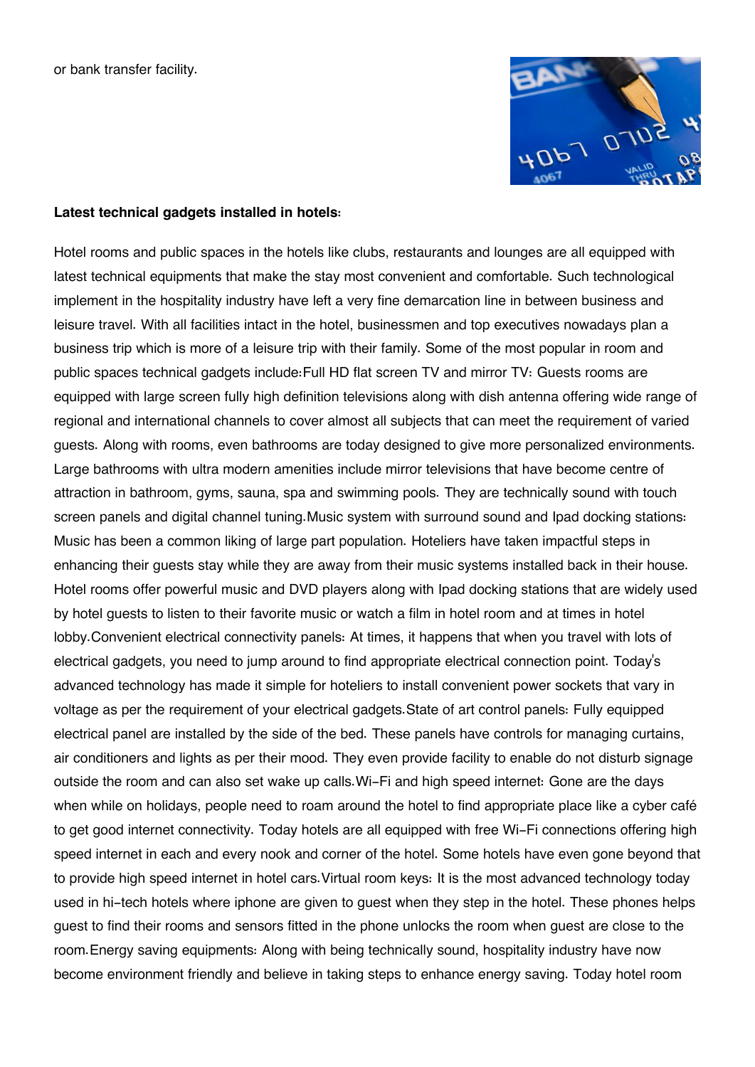or bank transfer facility.

**Latest technical gadgets installed in hotels:**

Hotel rooms and public spaces in the hotels like clubs, restaurants and lounges are all equipped with latest technical equipments that make the stay most convenient and comfortable. Such technological implement in the hospitality industry have left a very fine demarcation line in between business and leisure travel. With all facilities intact in the hotel, businessmen and top executives nowadays plan a business trip which is more of a leisure trip with their family. Some of the most popular in room and public spaces technical gadgets include:Full HD flat screen TV and mirror TV: Guests rooms are equipped with large screen fully high definition televisions along with dish antenna offering wide range of regional and international channels to cover almost all subjects that can meet the requirement of varied guests. Along with rooms, even bathrooms are today designed to give more personalized environments. Large bathrooms with ultra modern amenities include mirror televisions that have become centre of attraction in bathroom, gyms, sauna, spa and swimming pools. They are technically sound with touch screen panels and digital channel tuning.Music system with surround sound and Ipad docking stations: Music has been a common liking of large part population. Hoteliers have taken impactful steps in enhancing their guests stay while they are away from their music systems installed back in their house. Hotel rooms offer powerful music and DVD players along with Ipad docking stations that are widely used by hotel guests to listen to their favorite music or watch a film in hotel room and at times in hotel lobby.Convenient electrical connectivity panels: At times, it happens that when you travel with lots of electrical gadgets, you need to jump around to find appropriate electrical connection point. Today's advanced technology has made it simple for hoteliers to install convenient power sockets that vary in voltage as per the requirement of your electrical gadgets.State of art control panels: Fully equipped electrical panel are installed by the side of the bed. These panels have controls for managing curtains, air conditioners and lights as per their mood. They even provide facility to enable do not disturb signage outside the room and can also set wake up calls.Wi-Fi and high speed internet: Gone are the days when while on holidays, people need to roam around the hotel to find appropriate place like a cyber café to get good internet connectivity. Today hotels are all equipped with free Wi-Fi connections offering high speed internet in each and every nook and corner of the hotel. Some hotels have even gone beyond that to provide high speed internet in hotel cars.Virtual room keys: It is the most advanced technology today used in hi-tech hotels where iphone are given to guest when they step in the hotel. These phones helps guest to find their rooms and sensors fitted in the phone unlocks the room when guest are close to the room.Energy saving equipments: Along with being technically sound, hospitality industry have now become environment friendly and believe in taking steps to enhance energy saving. Today hotel room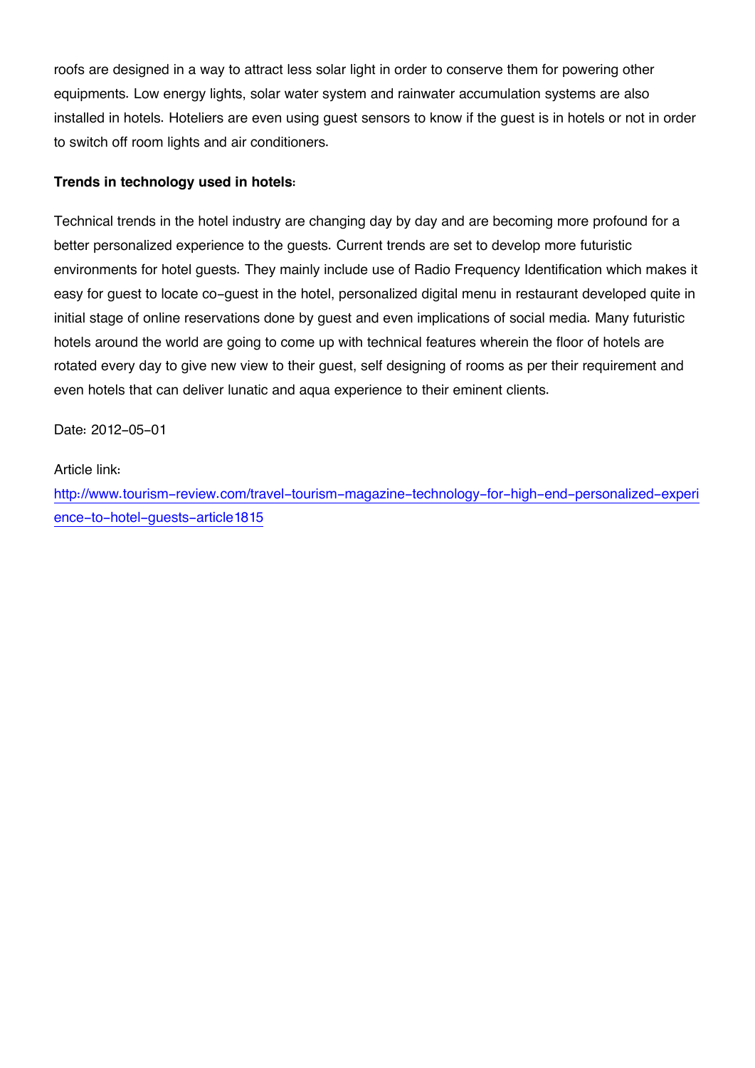roofs are designed in a way to attract less solar light in order to conserve them for powering other equipments. Low energy lights, solar water system and rainwater accumulation systems are also installed in hotels. Hoteliers are even using guest sensors to know if the guest is in hotels or not in order to switch off room lights and air conditioners.

**Trends in technology used in hotels:**

Technical trends in the hotel industry are changing day by day and are becoming more profound for a better personalized experience to the guests. Current trends are set to develop more futuristic environments for hotel guests. They mainly include use of Radio Frequency Identification which makes it easy for guest to locate co-guest in the hotel, personalized digital menu in restaurant developed quite in initial stage of online reservations done by guest and even implications of social media. Many futuristic hotels around the world are going to come up with technical features wherein the floor of hotels are rotated every day to give new view to their guest, self designing of rooms as per their requirement and even hotels that can deliver lunatic and aqua experience to their eminent clients.

Date: 2012-05-01

Article link:
[http://www.tourism-review.com/travel-tourism-magazine-technology-for-high-end-personalized-experience-to-hotel-guests-article1815](http://www.tourism-review.com/travel-tourism-magazine-technology-for-high-end-personalized-experience-to-hotel-guests-article1815)